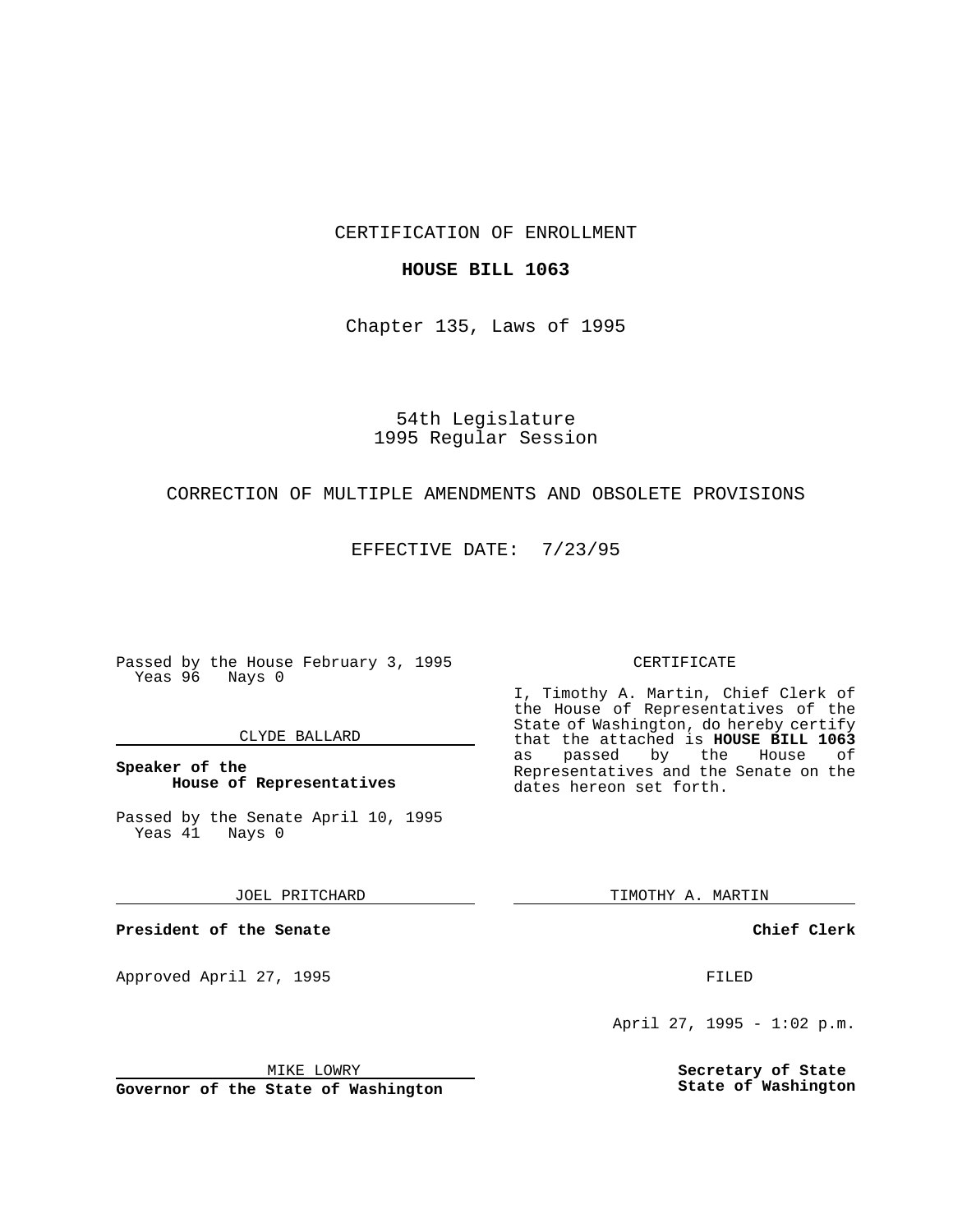CERTIFICATION OF ENROLLMENT

**HOUSE BILL 1063**

Chapter 135, Laws of 1995

54th Legislature
1995 Regular Session

CORRECTION OF MULTIPLE AMENDMENTS AND OBSOLETE PROVISIONS

EFFECTIVE DATE: 7/23/95

Passed by the House February 3, 1995
Yeas 96 Nays 0

CLYDE BALLARD

**Speaker of the House of Representatives**

Passed by the Senate April 10, 1995
Yeas 41 Nays 0

JOEL PRITCHARD

**President of the Senate**

Approved April 27, 1995

MIKE LOWRY

**Governor of the State of Washington**

CERTIFICATE

I, Timothy A. Martin, Chief Clerk of the House of Representatives of the State of Washington, do hereby certify that the attached is **HOUSE BILL 1063** as passed by the House of Representatives and the Senate on the dates hereon set forth.

TIMOTHY A. MARTIN

**Chief Clerk**

FILED

April 27, 1995 - 1:02 p.m.

**Secretary of State State of Washington**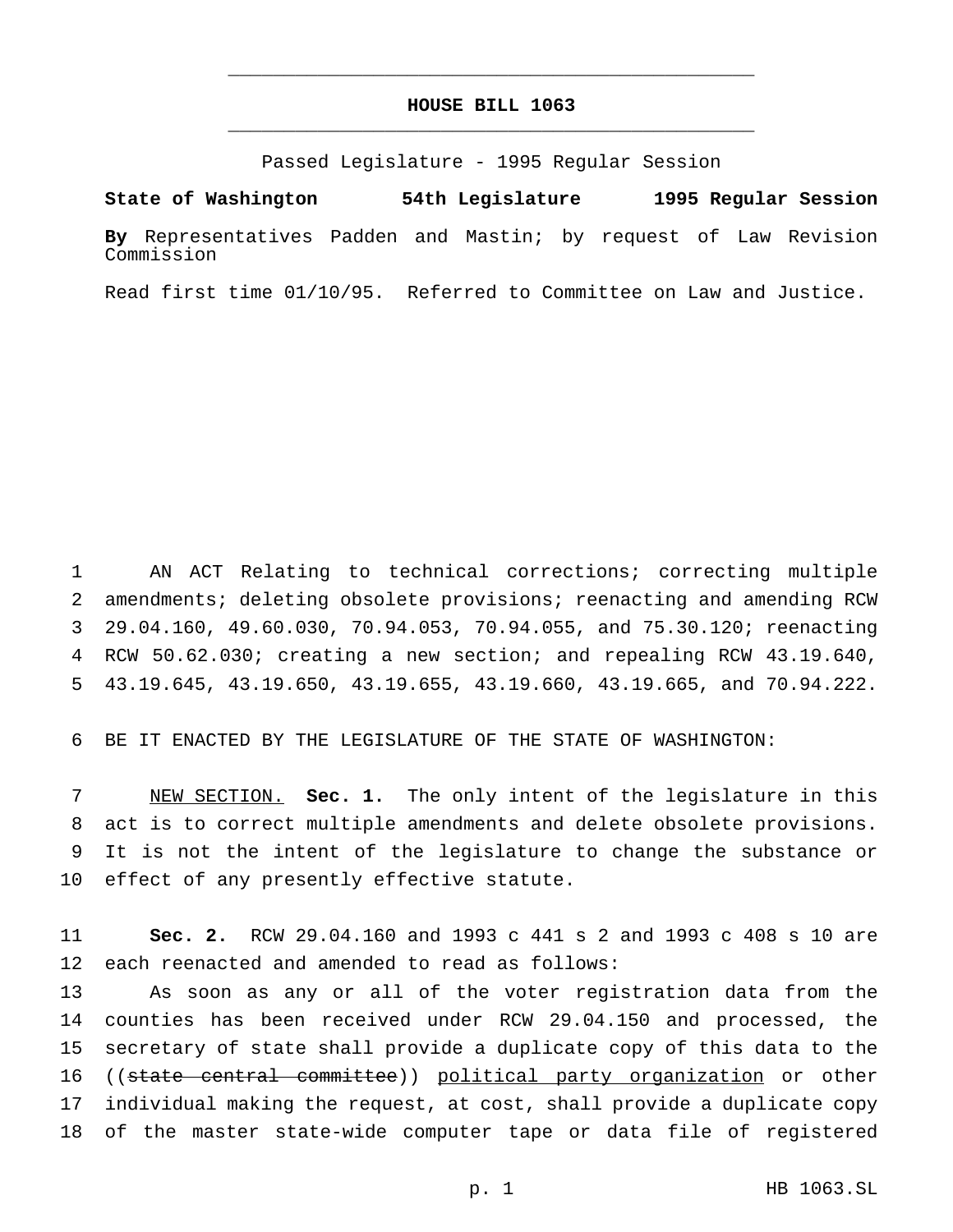# HOUSE BILL 1063

Passed Legislature - 1995 Regular Session

**State of Washington 54th Legislature 1995 Regular Session**

**By** Representatives Padden and Mastin; by request of Law Revision Commission

Read first time 01/10/95. Referred to Committee on Law and Justice.

1 AN ACT Relating to technical corrections; correcting multiple
2 amendments; deleting obsolete provisions; reenacting and amending RCW
3 29.04.160, 49.60.030, 70.94.053, 70.94.055, and 75.30.120; reenacting
4 RCW 50.62.030; creating a new section; and repealing RCW 43.19.640,
5 43.19.645, 43.19.650, 43.19.655, 43.19.660, 43.19.665, and 70.94.222.

6 BE IT ENACTED BY THE LEGISLATURE OF THE STATE OF WASHINGTON:

7 NEW SECTION. **Sec. 1.** The only intent of the legislature in this
8 act is to correct multiple amendments and delete obsolete provisions.
9 It is not the intent of the legislature to change the substance or
10 effect of any presently effective statute.

11 **Sec. 2.** RCW 29.04.160 and 1993 c 441 s 2 and 1993 c 408 s 10 are
12 each reenacted and amended to read as follows:

13 As soon as any or all of the voter registration data from the
14 counties has been received under RCW 29.04.150 and processed, the
15 secretary of state shall provide a duplicate copy of this data to the
16 ((~~state central committee~~)) political party organization or other
17 individual making the request, at cost, shall provide a duplicate copy
18 of the master state-wide computer tape or data file of registered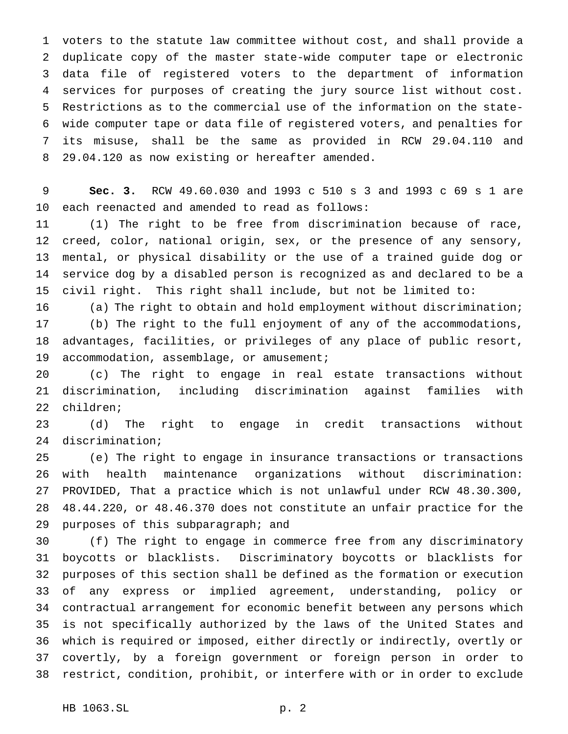voters to the statute law committee without cost, and shall provide a duplicate copy of the master state-wide computer tape or electronic data file of registered voters to the department of information services for purposes of creating the jury source list without cost. Restrictions as to the commercial use of the information on the state-wide computer tape or data file of registered voters, and penalties for its misuse, shall be the same as provided in RCW 29.04.110 and 29.04.120 as now existing or hereafter amended.

**Sec. 3.** RCW 49.60.030 and 1993 c 510 s 3 and 1993 c 69 s 1 are each reenacted and amended to read as follows:

(1) The right to be free from discrimination because of race, creed, color, national origin, sex, or the presence of any sensory, mental, or physical disability or the use of a trained guide dog or service dog by a disabled person is recognized as and declared to be a civil right. This right shall include, but not be limited to:

(a) The right to obtain and hold employment without discrimination;

(b) The right to the full enjoyment of any of the accommodations, advantages, facilities, or privileges of any place of public resort, accommodation, assemblage, or amusement;

(c) The right to engage in real estate transactions without discrimination, including discrimination against families with children;

(d) The right to engage in credit transactions without discrimination;

(e) The right to engage in insurance transactions or transactions with health maintenance organizations without discrimination: PROVIDED, That a practice which is not unlawful under RCW 48.30.300, 48.44.220, or 48.46.370 does not constitute an unfair practice for the purposes of this subparagraph; and

(f) The right to engage in commerce free from any discriminatory boycotts or blacklists. Discriminatory boycotts or blacklists for purposes of this section shall be defined as the formation or execution of any express or implied agreement, understanding, policy or contractual arrangement for economic benefit between any persons which is not specifically authorized by the laws of the United States and which is required or imposed, either directly or indirectly, overtly or covertly, by a foreign government or foreign person in order to restrict, condition, prohibit, or interfere with or in order to exclude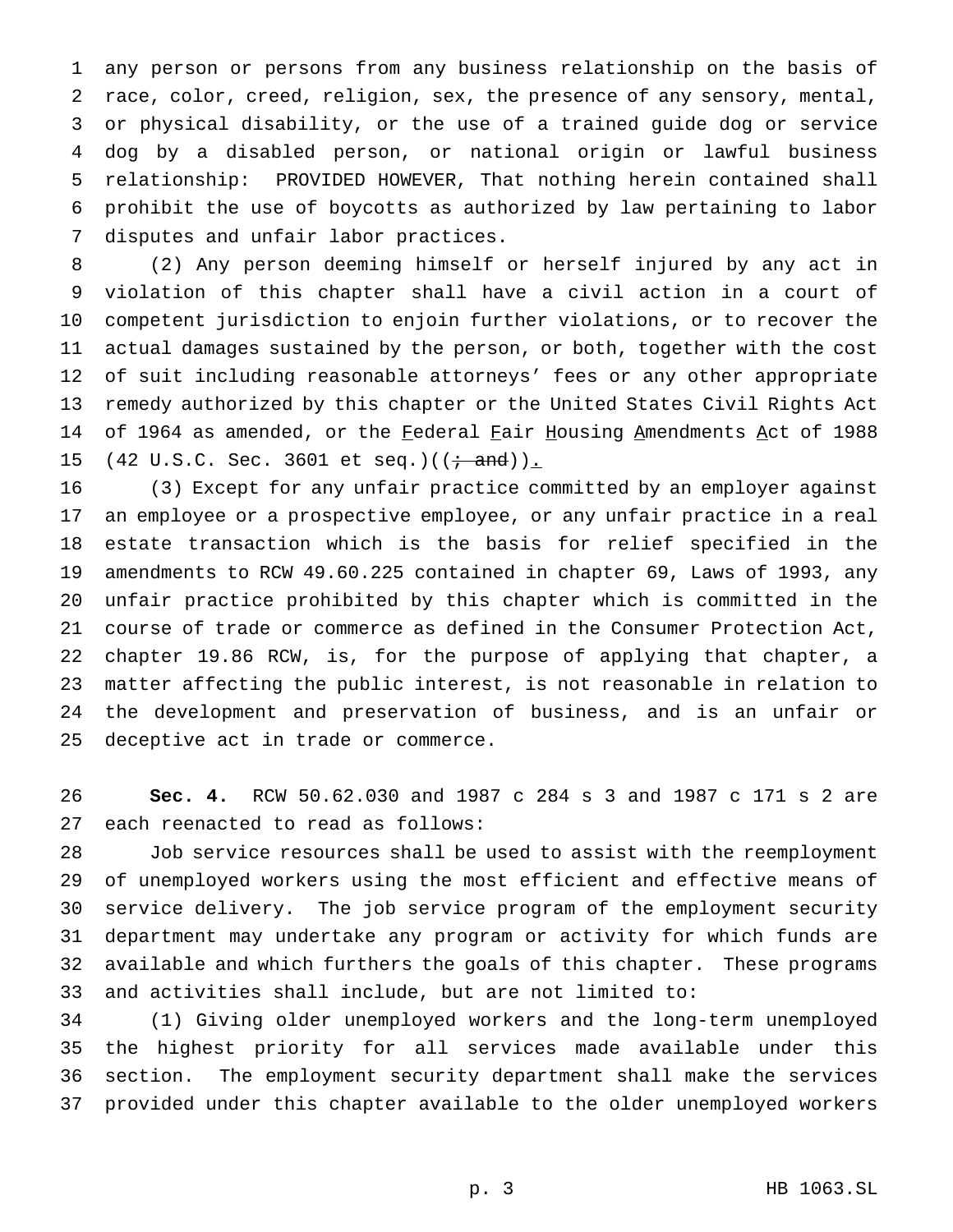any person or persons from any business relationship on the basis of race, color, creed, religion, sex, the presence of any sensory, mental, or physical disability, or the use of a trained guide dog or service dog by a disabled person, or national origin or lawful business relationship: PROVIDED HOWEVER, That nothing herein contained shall prohibit the use of boycotts as authorized by law pertaining to labor disputes and unfair labor practices.

(2) Any person deeming himself or herself injured by any act in violation of this chapter shall have a civil action in a court of competent jurisdiction to enjoin further violations, or to recover the actual damages sustained by the person, or both, together with the cost of suit including reasonable attorneys' fees or any other appropriate remedy authorized by this chapter or the United States Civil Rights Act of 1964 as amended, or the Federal Fair Housing Amendments Act of 1988 (42 U.S.C. Sec. 3601 et seq.)((~~; and~~)).

(3) Except for any unfair practice committed by an employer against an employee or a prospective employee, or any unfair practice in a real estate transaction which is the basis for relief specified in the amendments to RCW 49.60.225 contained in chapter 69, Laws of 1993, any unfair practice prohibited by this chapter which is committed in the course of trade or commerce as defined in the Consumer Protection Act, chapter 19.86 RCW, is, for the purpose of applying that chapter, a matter affecting the public interest, is not reasonable in relation to the development and preservation of business, and is an unfair or deceptive act in trade or commerce.

**Sec. 4.** RCW 50.62.030 and 1987 c 284 s 3 and 1987 c 171 s 2 are each reenacted to read as follows:

Job service resources shall be used to assist with the reemployment of unemployed workers using the most efficient and effective means of service delivery. The job service program of the employment security department may undertake any program or activity for which funds are available and which furthers the goals of this chapter. These programs and activities shall include, but are not limited to:

(1) Giving older unemployed workers and the long-term unemployed the highest priority for all services made available under this section. The employment security department shall make the services provided under this chapter available to the older unemployed workers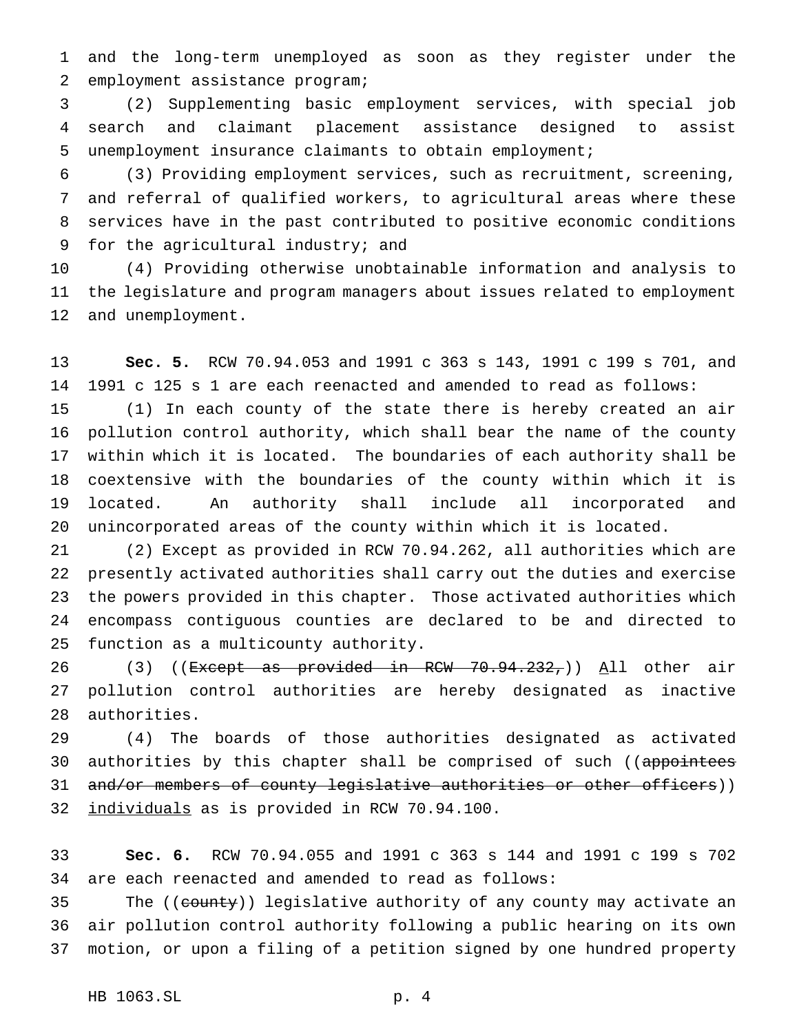and the long-term unemployed as soon as they register under the employment assistance program;

(2) Supplementing basic employment services, with special job search and claimant placement assistance designed to assist unemployment insurance claimants to obtain employment;

(3) Providing employment services, such as recruitment, screening, and referral of qualified workers, to agricultural areas where these services have in the past contributed to positive economic conditions for the agricultural industry; and

(4) Providing otherwise unobtainable information and analysis to the legislature and program managers about issues related to employment and unemployment.

**Sec. 5.** RCW 70.94.053 and 1991 c 363 s 143, 1991 c 199 s 701, and 1991 c 125 s 1 are each reenacted and amended to read as follows:

(1) In each county of the state there is hereby created an air pollution control authority, which shall bear the name of the county within which it is located. The boundaries of each authority shall be coextensive with the boundaries of the county within which it is located. An authority shall include all incorporated and unincorporated areas of the county within which it is located.

(2) Except as provided in RCW 70.94.262, all authorities which are presently activated authorities shall carry out the duties and exercise the powers provided in this chapter. Those activated authorities which encompass contiguous counties are declared to be and directed to function as a multicounty authority.

(3) ((~~Except as provided in RCW 70.94.232,~~)) <u>A</u>ll other air pollution control authorities are hereby designated as inactive authorities.

(4) The boards of those authorities designated as activated authorities by this chapter shall be comprised of such ((~~appointees and/or members of county legislative authorities or other officers~~)) <u>individuals</u> as is provided in RCW 70.94.100.

**Sec. 6.** RCW 70.94.055 and 1991 c 363 s 144 and 1991 c 199 s 702 are each reenacted and amended to read as follows:

The ((~~county~~)) legislative authority of any county may activate an air pollution control authority following a public hearing on its own motion, or upon a filing of a petition signed by one hundred property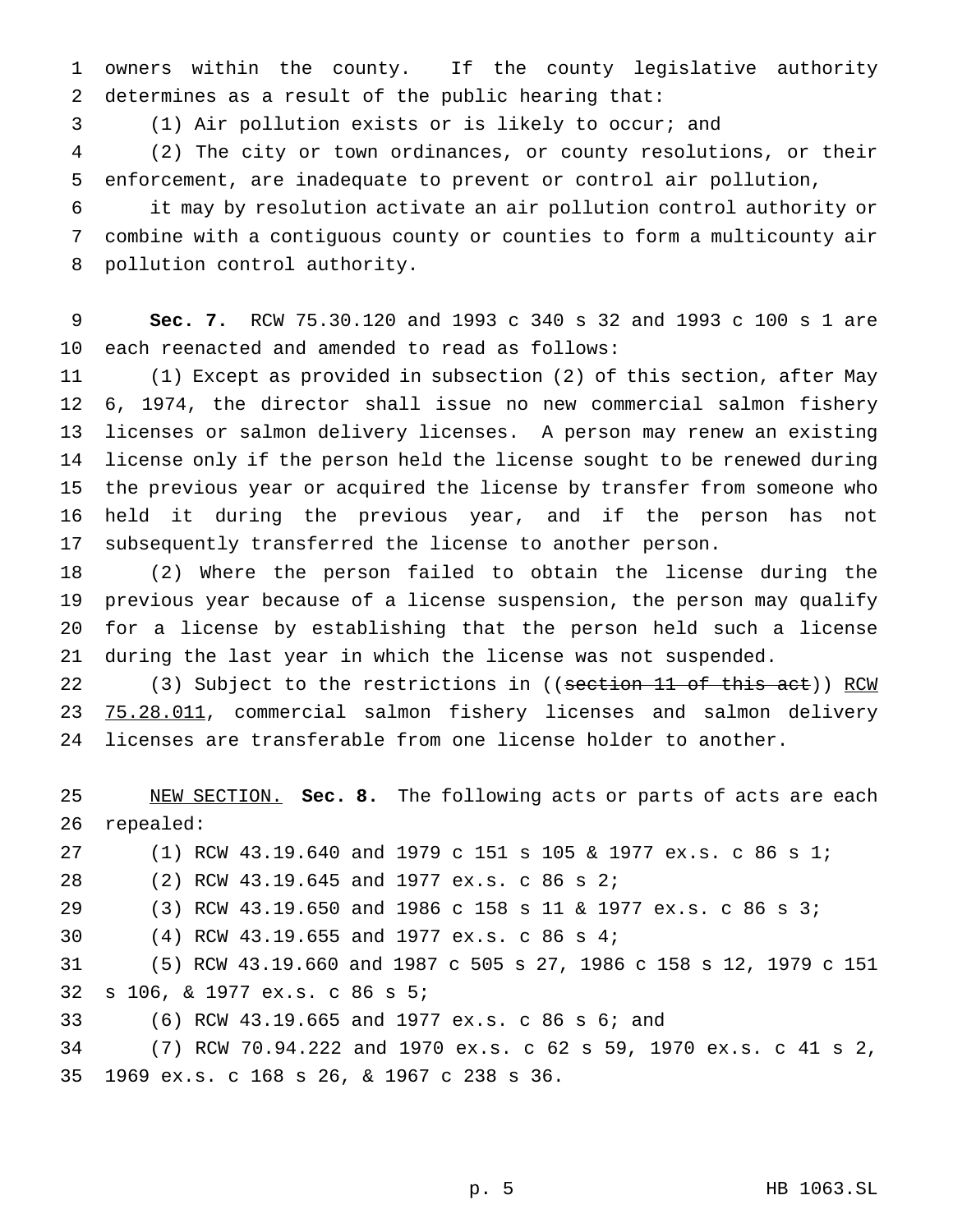owners within the county. If the county legislative authority determines as a result of the public hearing that:

(1) Air pollution exists or is likely to occur; and

(2) The city or town ordinances, or county resolutions, or their enforcement, are inadequate to prevent or control air pollution,

it may by resolution activate an air pollution control authority or combine with a contiguous county or counties to form a multicounty air pollution control authority.

**Sec. 7.** RCW 75.30.120 and 1993 c 340 s 32 and 1993 c 100 s 1 are each reenacted and amended to read as follows:

(1) Except as provided in subsection (2) of this section, after May 6, 1974, the director shall issue no new commercial salmon fishery licenses or salmon delivery licenses. A person may renew an existing license only if the person held the license sought to be renewed during the previous year or acquired the license by transfer from someone who held it during the previous year, and if the person has not subsequently transferred the license to another person.

(2) Where the person failed to obtain the license during the previous year because of a license suspension, the person may qualify for a license by establishing that the person held such a license during the last year in which the license was not suspended.

(3) Subject to the restrictions in ((~~section 11 of this act~~)) <u>RCW 75.28.011</u>, commercial salmon fishery licenses and salmon delivery licenses are transferable from one license holder to another.

<u>NEW SECTION.</u> **Sec. 8.** The following acts or parts of acts are each repealed:

(1) RCW 43.19.640 and 1979 c 151 s 105 & 1977 ex.s. c 86 s 1;

(2) RCW 43.19.645 and 1977 ex.s. c 86 s 2;

(3) RCW 43.19.650 and 1986 c 158 s 11 & 1977 ex.s. c 86 s 3;

(4) RCW 43.19.655 and 1977 ex.s. c 86 s 4;

(5) RCW 43.19.660 and 1987 c 505 s 27, 1986 c 158 s 12, 1979 c 151 s 106, & 1977 ex.s. c 86 s 5;

(6) RCW 43.19.665 and 1977 ex.s. c 86 s 6; and

(7) RCW 70.94.222 and 1970 ex.s. c 62 s 59, 1970 ex.s. c 41 s 2, 1969 ex.s. c 168 s 26, & 1967 c 238 s 36.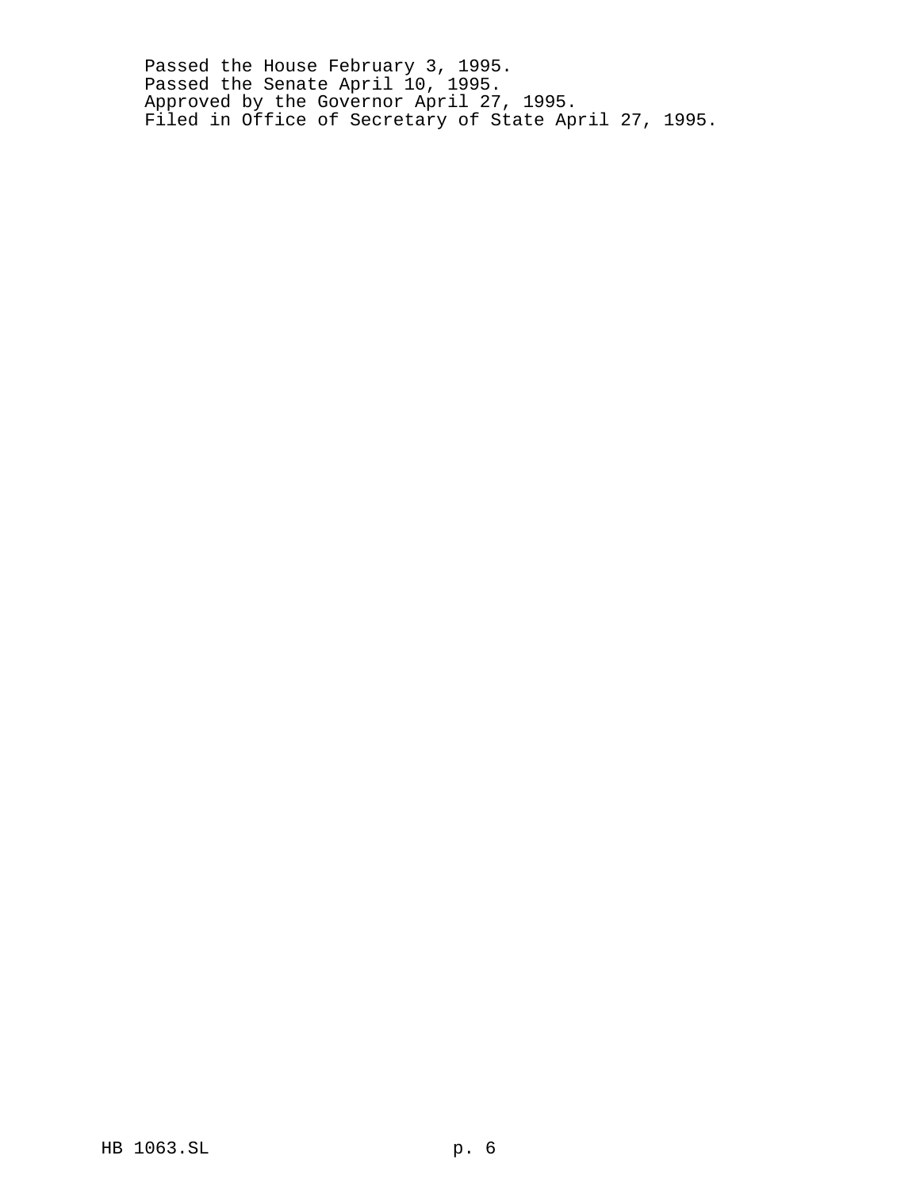Passed the House February 3, 1995.
Passed the Senate April 10, 1995.
Approved by the Governor April 27, 1995.
Filed in Office of Secretary of State April 27, 1995.